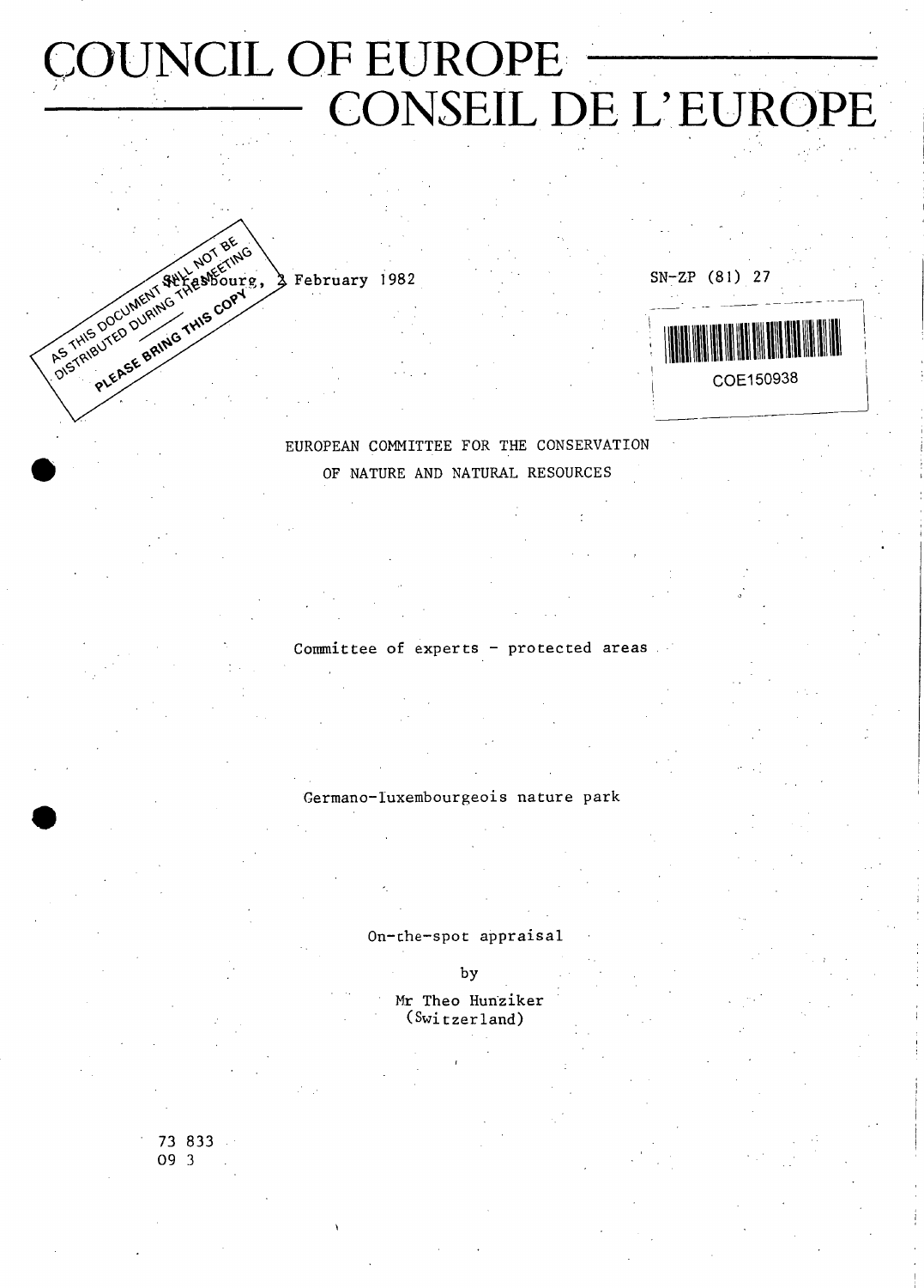# COUNCIL OF EUROPE
# CONSEIL DE L'EUROPE

AS THIS DOCUMENT WILL NOT BE DISTRIBUTED DURING THE MEETING PLEASE BRING THIS COPY

Strasbourg, 2 February 1982

SN-ZP (81) 27

COE150938

EUROPEAN COMMITTEE FOR THE CONSERVATION
OF NATURE AND NATURAL RESOURCES

Committee of experts - protected areas

Germano-luxembourgeois nature park

On-the-spot appraisal

by

Mr Theo Hunziker
(Switzerland)

73 833
09 3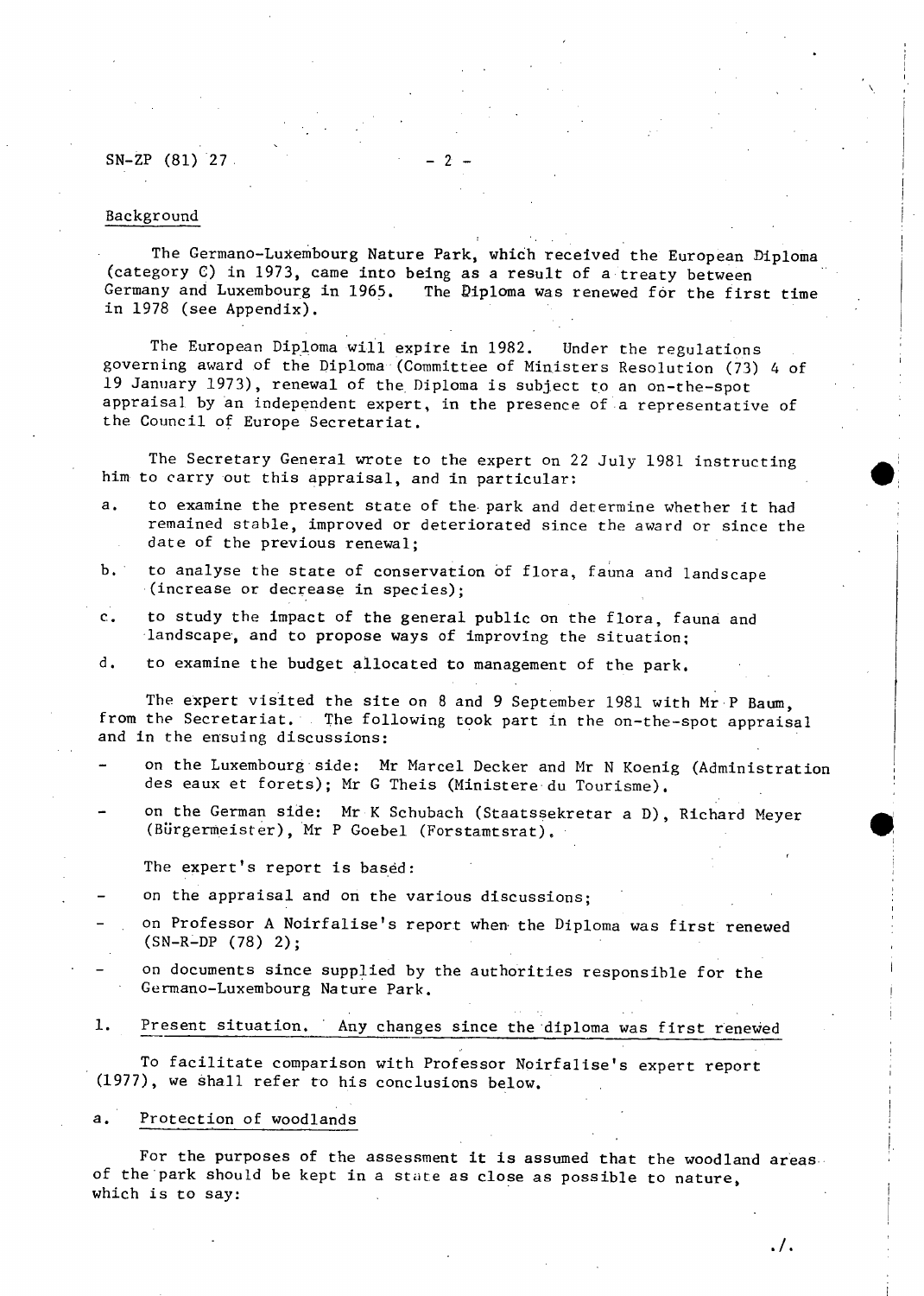## Background

The Germano-Luxembourg Nature Park, which received the European Diploma (category C) in 1973, came into being as a result of a treaty between Germany and Luxembourg in 1965. The Diploma was renewed for the first time in 1978 (see Appendix).

The European Diploma will expire in 1982. Under the regulations governing award of the Diploma (Committee of Ministers Resolution (73) 4 of 19 January 1973), renewal of the Diploma is subject to an on-the-spot appraisal by an independent expert, in the presence of a representative of the Council of Europe Secretariat.

The Secretary General wrote to the expert on 22 July 1981 instructing him to carry out this appraisal, and in particular:

a. to examine the present state of the park and determine whether it had remained stable, improved or deteriorated since the award or since the date of the previous renewal;

b. to analyse the state of conservation of flora, fauna and landscape (increase or decrease in species);

c. to study the impact of the general public on the flora, fauna and landscape, and to propose ways of improving the situation;

d. to examine the budget allocated to management of the park.

The expert visited the site on 8 and 9 September 1981 with Mr P Baum, from the Secretariat. The following took part in the on-the-spot appraisal and in the ensuing discussions:

- on the Luxembourg side: Mr Marcel Decker and Mr N Koenig (Administration des eaux et forets); Mr G Theis (Ministere du Tourisme).
- on the German side: Mr K Schubach (Staatssekretar a D), Richard Meyer (Bürgermeister), Mr P Goebel (Forstamtsrat).

The expert's report is based:

- on the appraisal and on the various discussions;
- on Professor A Noirfalise's report when the Diploma was first renewed (SN-R-DP (78) 2);
- on documents since supplied by the authorities responsible for the Germano-Luxembourg Nature Park.

## 1. Present situation. Any changes since the diploma was first renewed

To facilitate comparison with Professor Noirfalise's expert report (1977), we shall refer to his conclusions below.

### a. Protection of woodlands

For the purposes of the assessment it is assumed that the woodland areas of the park should be kept in a state as close as possible to nature, which is to say:

./.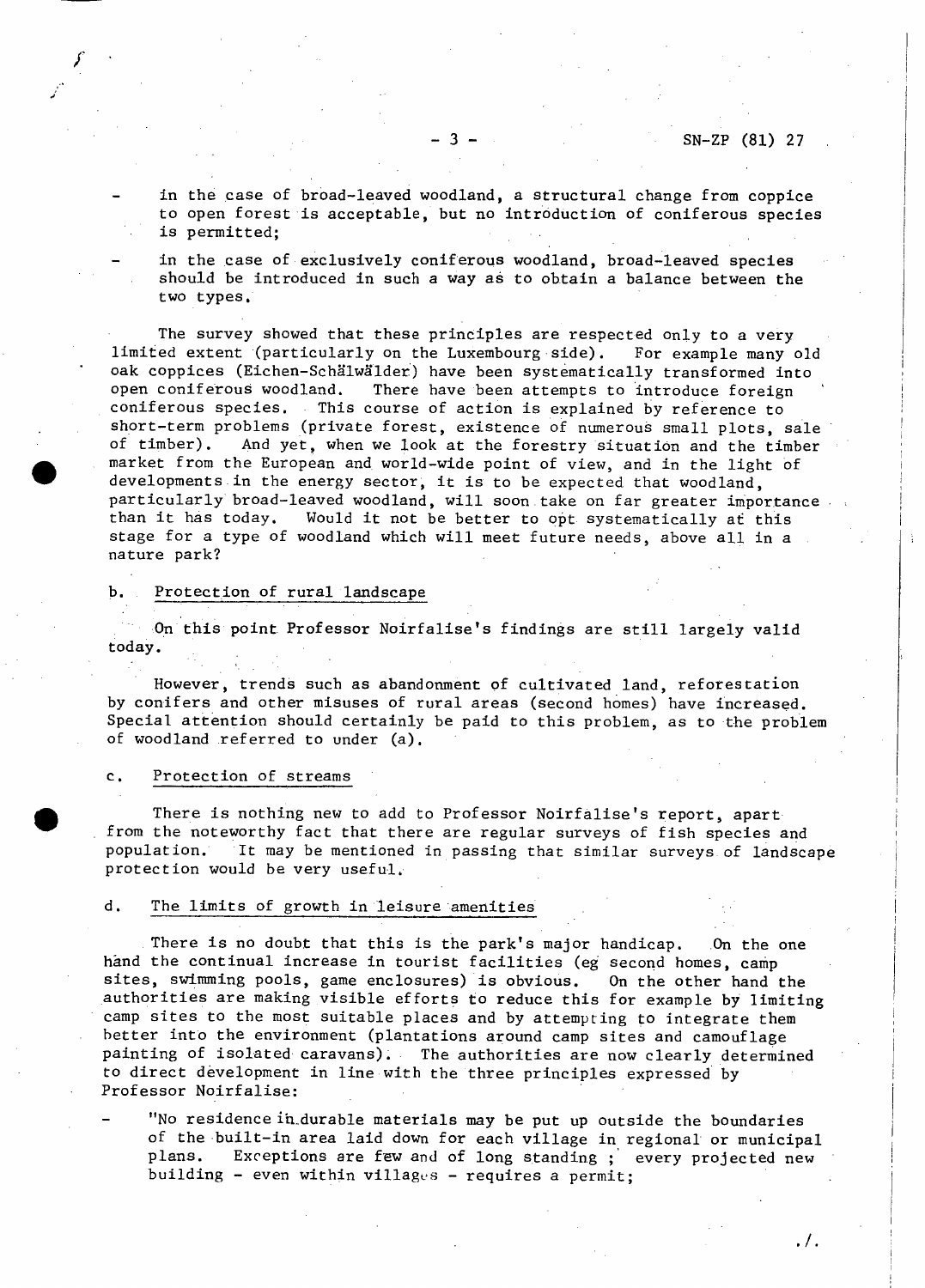- in the case of broad-leaved woodland, a structural change from coppice to open forest is acceptable, but no introduction of coniferous species is permitted;
- in the case of exclusively coniferous woodland, broad-leaved species should be introduced in such a way as to obtain a balance between the two types.

The survey showed that these principles are respected only to a very limited extent (particularly on the Luxembourg side). For example many old oak coppices (Eichen-Schälwälder) have been systematically transformed into open coniferous woodland. There have been attempts to introduce foreign coniferous species. This course of action is explained by reference to short-term problems (private forest, existence of numerous small plots, sale of timber). And yet, when we look at the forestry situation and the timber market from the European and world-wide point of view, and in the light of developments in the energy sector, it is to be expected that woodland, particularly broad-leaved woodland, will soon take on far greater importance than it has today. Would it not be better to opt systematically at this stage for a type of woodland which will meet future needs, above all in a nature park?

b. Protection of rural landscape

On this point Professor Noirfalise's findings are still largely valid today.

However, trends such as abandonment of cultivated land, reforestation by conifers and other misuses of rural areas (second homes) have increased. Special attention should certainly be paid to this problem, as to the problem of woodland referred to under (a).

c. Protection of streams

There is nothing new to add to Professor Noirfalise's report, apart from the noteworthy fact that there are regular surveys of fish species and population. It may be mentioned in passing that similar surveys of landscape protection would be very useful.

d. The limits of growth in leisure amenities

There is no doubt that this is the park's major handicap. On the one hand the continual increase in tourist facilities (eg second homes, camp sites, swimming pools, game enclosures) is obvious. On the other hand the authorities are making visible efforts to reduce this for example by limiting camp sites to the most suitable places and by attempting to integrate them better into the environment (plantations around camp sites and camouflage painting of isolated caravans). The authorities are now clearly determined to direct development in line with the three principles expressed by Professor Noirfalise:

- "No residence in durable materials may be put up outside the boundaries of the built-in area laid down for each village in regional or municipal plans. Exceptions are few and of long standing ; every projected new building - even within villages - requires a permit;

./.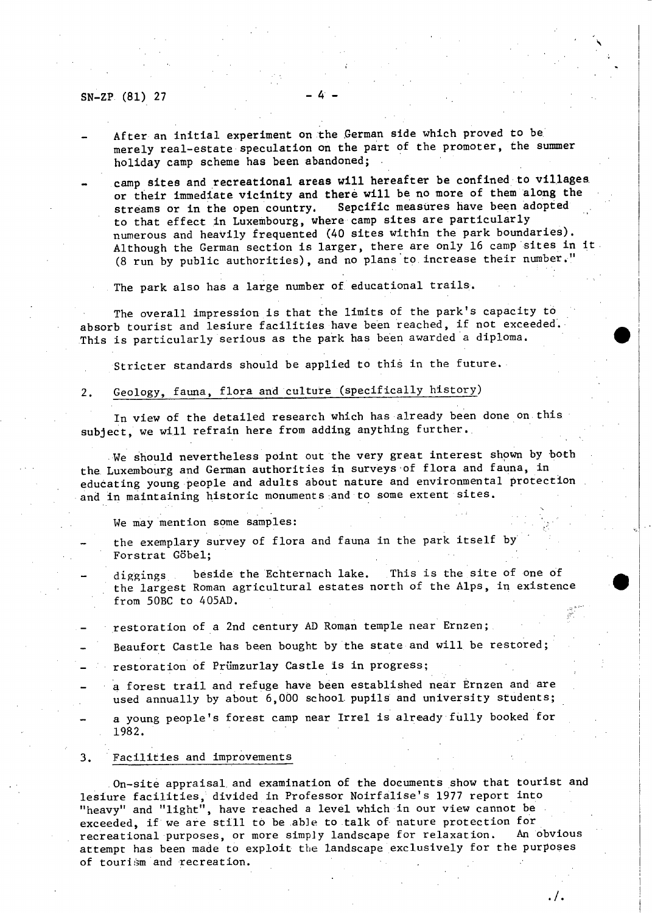- After an initial experiment on the German side which proved to be merely real-estate speculation on the part of the promoter, the summer holiday camp scheme has been abandoned;
- camp sites and recreational areas will hereafter be confined to villages or their immediate vicinity and there will be no more of them along the streams or in the open country. Sepcific measures have been adopted to that effect in Luxembourg, where camp sites are particularly numerous and heavily frequented (40 sites within the park boundaries). Although the German section is larger, there are only 16 camp sites in it (8 run by public authorities), and no plans to increase their number."

The park also has a large number of educational trails.

The overall impression is that the limits of the park's capacity to absorb tourist and lesiure facilities have been reached, if not exceeded. This is particularly serious as the park has been awarded a diploma.

Stricter standards should be applied to this in the future.

## 2. Geology, fauna, flora and culture (specifically history)

In view of the detailed research which has already been done on this subject, we will refrain here from adding anything further.

We should nevertheless point out the very great interest shown by both the Luxembourg and German authorities in surveys of flora and fauna, in educating young people and adults about nature and environmental protection and in maintaining historic monuments and to some extent sites.

We may mention some samples:

- the exemplary survey of flora and fauna in the park itself by Forstrat Göbel;
- diggings beside the Echternach lake. This is the site of one of the largest Roman agricultural estates north of the Alps, in existence from 50BC to 405AD.
- restoration of a 2nd century AD Roman temple near Ernzen;
- Beaufort Castle has been bought by the state and will be restored;
- restoration of Prümzurlay Castle is in progress;
- a forest trail and refuge have been established near Ernzen and are used annually by about 6,000 school pupils and university students;
- a young people's forest camp near Irrel is already fully booked for 1982.

## 3. Facilities and improvements

On-site appraisal and examination of the documents show that tourist and lesiure facilities, divided in Professor Noirfalise's 1977 report into "heavy" and "light", have reached a level which in our view cannot be exceeded, if we are still to be able to talk of nature protection for recreational purposes, or more simply landscape for relaxation. An obvious attempt has been made to exploit the landscape exclusively for the purposes of tourism and recreation.

./.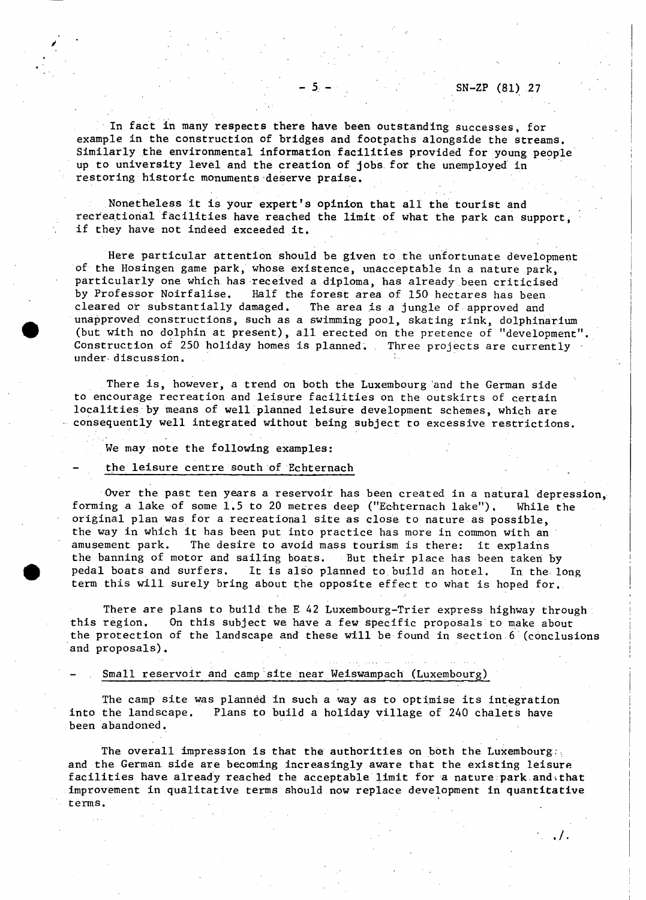In fact in many respects there have been outstanding successes, for example in the construction of bridges and footpaths alongside the streams. Similarly the environmental information facilities provided for young people up to university level and the creation of jobs for the unemployed in restoring historic monuments deserve praise.

Nonetheless it is your expert's opinion that all the tourist and recreational facilities have reached the limit of what the park can support, if they have not indeed exceeded it.

Here particular attention should be given to the unfortunate development of the Hosingen game park, whose existence, unacceptable in a nature park, particularly one which has received a diploma, has already been criticised by Professor Noirfalise. Half the forest area of 150 hectares has been cleared or substantially damaged. The area is a jungle of approved and unapproved constructions, such as a swimming pool, skating rink, dolphinarium (but with no dolphin at present), all erected on the pretence of "development". Construction of 250 holiday homes is planned. Three projects are currently under discussion.

There is, however, a trend on both the Luxembourg and the German side to encourage recreation and leisure facilities on the outskirts of certain localities by means of well planned leisure development schemes, which are consequently well integrated without being subject to excessive restrictions.

We may note the following examples:

- <u>the leisure centre south of Echternach</u>

Over the past ten years a reservoir has been created in a natural depression, forming a lake of some 1.5 to 20 metres deep ("Echternach lake"). While the original plan was for a recreational site as close to nature as possible, the way in which it has been put into practice has more in common with an amusement park. The desire to avoid mass tourism is there: it explains the banning of motor and sailing boats. But their place has been taken by pedal boats and surfers. It is also planned to build an hotel. In the long term this will surely bring about the opposite effect to what is hoped for.

There are plans to build the E 42 Luxembourg-Trier express highway through this region. On this subject we have a few specific proposals to make about the protection of the landscape and these will be found in section 6 (conclusions and proposals).

- <u>Small reservoir and camp site near Weiswampach (Luxembourg)</u>

The camp site was planned in such a way as to optimise its integration into the landscape. Plans to build a holiday village of 240 chalets have been abandoned.

The overall impression is that the authorities on both the Luxembourg and the German side are becoming increasingly aware that the existing leisure facilities have already reached the acceptable limit for a nature park and that improvement in qualitative terms should now replace development in quantitative terms.

./.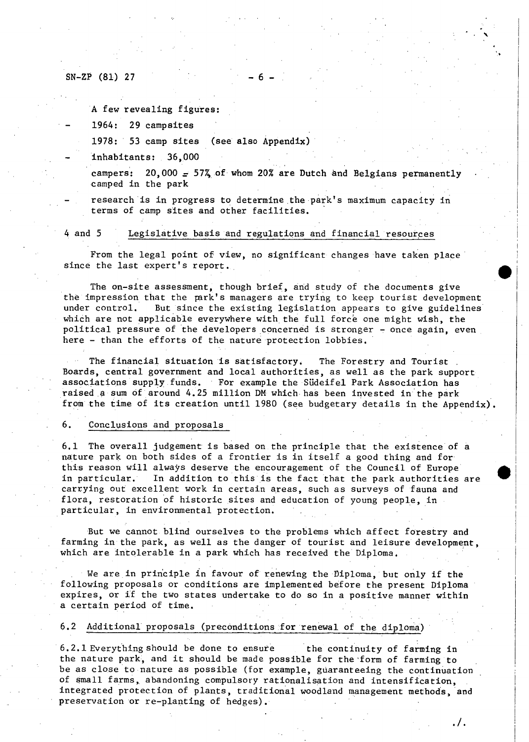A few revealing figures:

- 1964: 29 campsites

  1978: 53 camp sites (see also Appendix)

- inhabitants: 36,000

  campers: 20,000 = 57% of whom 20% are Dutch and Belgians permanently camped in the park

- research is in progress to determine the park's maximum capacity in terms of camp sites and other facilities.

4 and 5 Legislative basis and regulations and financial resources

From the legal point of view, no significant changes have taken place since the last expert's report.

The on-site assessment, though brief, and study of the documents give the impression that the park's managers are trying to keep tourist development under control. But since the existing legislation appears to give guidelines which are not applicable everywhere with the full force one might wish, the political pressure of the developers concerned is stronger - once again, even here - than the efforts of the nature protection lobbies.

The financial situation is satisfactory. The Forestry and Tourist Boards, central government and local authorities, as well as the park support associations supply funds. For example the Südeifel Park Association has raised a sum of around 4.25 million DM which has been invested in the park from the time of its creation until 1980 (see budgetary details in the Appendix).

## 6. Conclusions and proposals

6.1 The overall judgement is based on the principle that the existence of a nature park on both sides of a frontier is in itself a good thing and for this reason will always deserve the encouragement of the Council of Europe in particular. In addition to this is the fact that the park authorities are carrying out excellent work in certain areas, such as surveys of fauna and flora, restoration of historic sites and education of young people, in particular, in environmental protection.

But we cannot blind ourselves to the problems which affect forestry and farming in the park, as well as the danger of tourist and leisure development, which are intolerable in a park which has received the Diploma.

We are in principle in favour of renewing the Diploma, but only if the following proposals or conditions are implemented before the present Diploma expires, or if the two states undertake to do so in a positive manner within a certain period of time.

### 6.2 Additional proposals (preconditions for renewal of the diploma)

6.2.1 Everything should be done to ensure the continuity of farming in the nature park, and it should be made possible for the form of farming to be as close to nature as possible (for example, guaranteeing the continuation of small farms, abandoning compulsory rationalisation and intensification, integrated protection of plants, traditional woodland management methods, and preservation or re-planting of hedges).

./.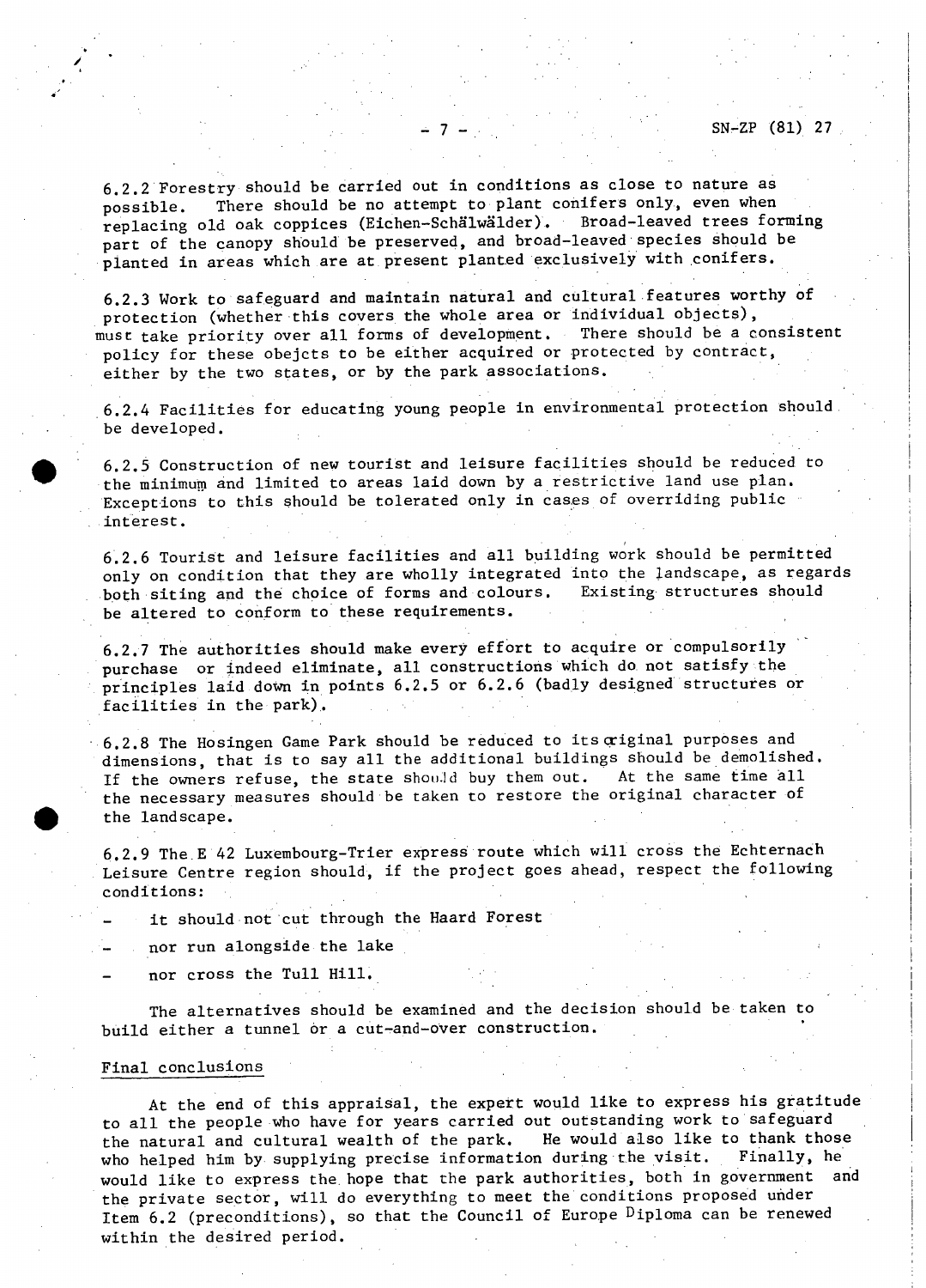6.2.2 Forestry should be carried out in conditions as close to nature as possible. There should be no attempt to plant conifers only, even when replacing old oak coppices (Eichen-Schälwälder). Broad-leaved trees forming part of the canopy should be preserved, and broad-leaved species should be planted in areas which are at present planted exclusively with conifers.

6.2.3 Work to safeguard and maintain natural and cultural features worthy of protection (whether this covers the whole area or individual objects), must take priority over all forms of development. There should be a consistent policy for these obejcts to be either acquired or protected by contract, either by the two states, or by the park associations.

6.2.4 Facilities for educating young people in environmental protection should be developed.

6.2.5 Construction of new tourist and leisure facilities should be reduced to the minimum and limited to areas laid down by a restrictive land use plan. Exceptions to this should be tolerated only in cases of overriding public interest.

6.2.6 Tourist and leisure facilities and all building work should be permitted only on condition that they are wholly integrated into the landscape, as regards both siting and the choice of forms and colours. Existing structures should be altered to conform to these requirements.

6.2.7 The authorities should make every effort to acquire or compulsorily purchase or indeed eliminate, all constructions which do not satisfy the principles laid down in points 6.2.5 or 6.2.6 (badly designed structures or facilities in the park).

6.2.8 The Hosingen Game Park should be reduced to its original purposes and dimensions, that is to say all the additional buildings should be demolished. If the owners refuse, the state should buy them out. At the same time all the necessary measures should be taken to restore the original character of the landscape.

6.2.9 The E 42 Luxembourg-Trier express route which will cross the Echternach Leisure Centre region should, if the project goes ahead, respect the following conditions:

- it should not cut through the Haard Forest
- nor run alongside the lake
- nor cross the Tull Hill.

The alternatives should be examined and the decision should be taken to build either a tunnel or a cut-and-over construction.

## Final conclusions

At the end of this appraisal, the expert would like to express his gratitude to all the people who have for years carried out outstanding work to safeguard the natural and cultural wealth of the park. He would also like to thank those who helped him by supplying precise information during the visit. Finally, he would like to express the hope that the park authorities, both in government and the private sector, will do everything to meet the conditions proposed under Item 6.2 (preconditions), so that the Council of Europe Diploma can be renewed within the desired period.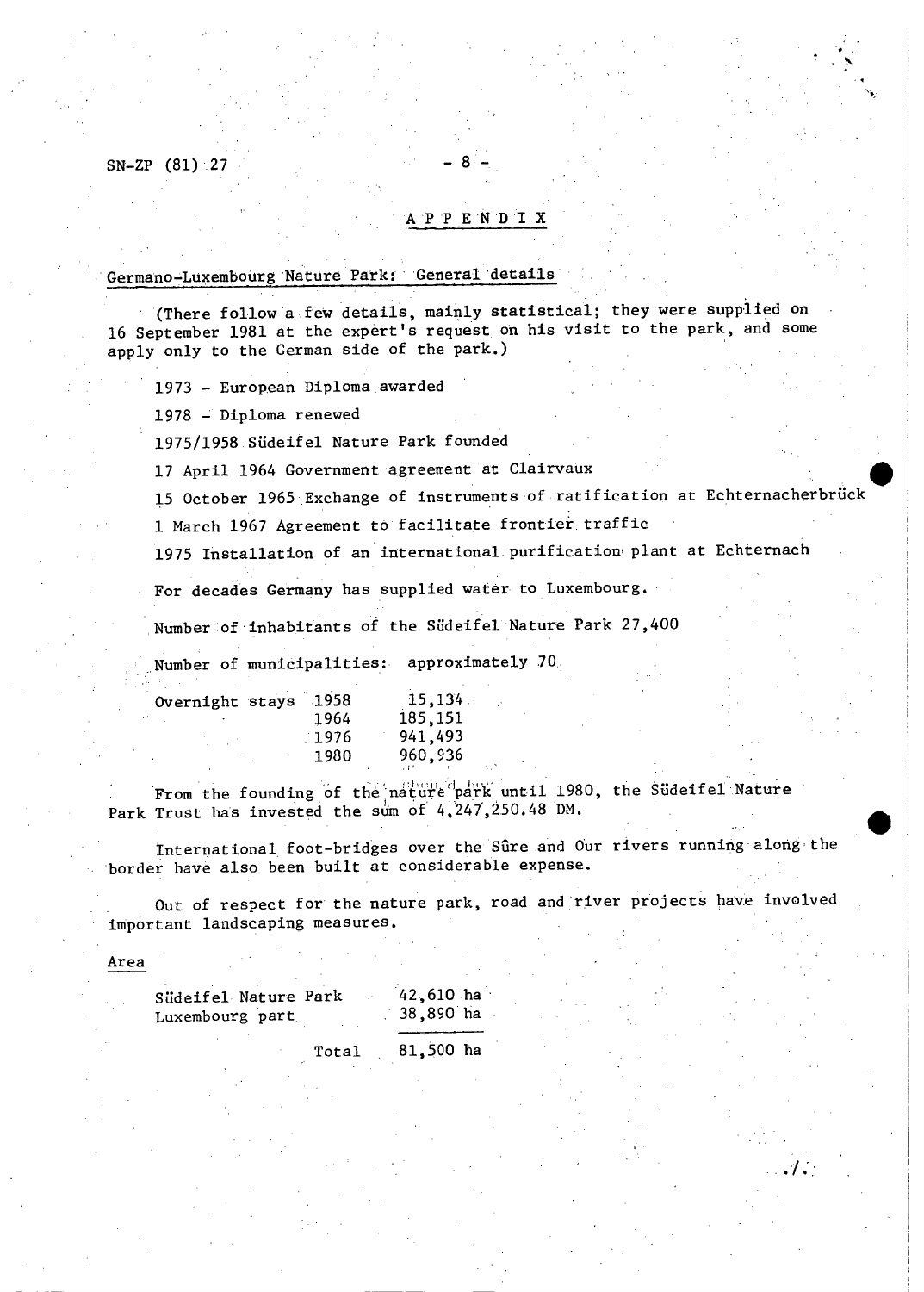## APPENDIX

### Germano-Luxembourg Nature Park: General details

(There follow a few details, mainly statistical; they were supplied on 16 September 1981 at the expert's request on his visit to the park, and some apply only to the German side of the park.)

1973 - European Diploma awarded

1978 - Diploma renewed

1975/1958 Südeifel Nature Park founded

17 April 1964 Government agreement at Clairvaux

15 October 1965 Exchange of instruments of ratification at Echternacherbrück

1 March 1967 Agreement to facilitate frontier traffic

1975 Installation of an international purification plant at Echternach

For decades Germany has supplied water to Luxembourg.

Number of inhabitants of the Südeifel Nature Park 27,400

Number of municipalities: approximately 70

| Overnight stays | | |
|---|---|---|
| | 1958 | 15,134 |
| | 1964 | 185,151 |
| | 1976 | 941,493 |
| | 1980 | 960,936 |

From the founding of the nature park until 1980, the Südeifel Nature Park Trust has invested the sum of 4,247,250.48 DM.

International foot-bridges over the Sûre and Our rivers running along the border have also been built at considerable expense.

Out of respect for the nature park, road and river projects have involved important landscaping measures.

### Area

| | |
|---|---|
| Südeifel Nature Park | 42,610 ha |
| Luxembourg part | 38,890 ha |
| Total | 81,500 ha |

./.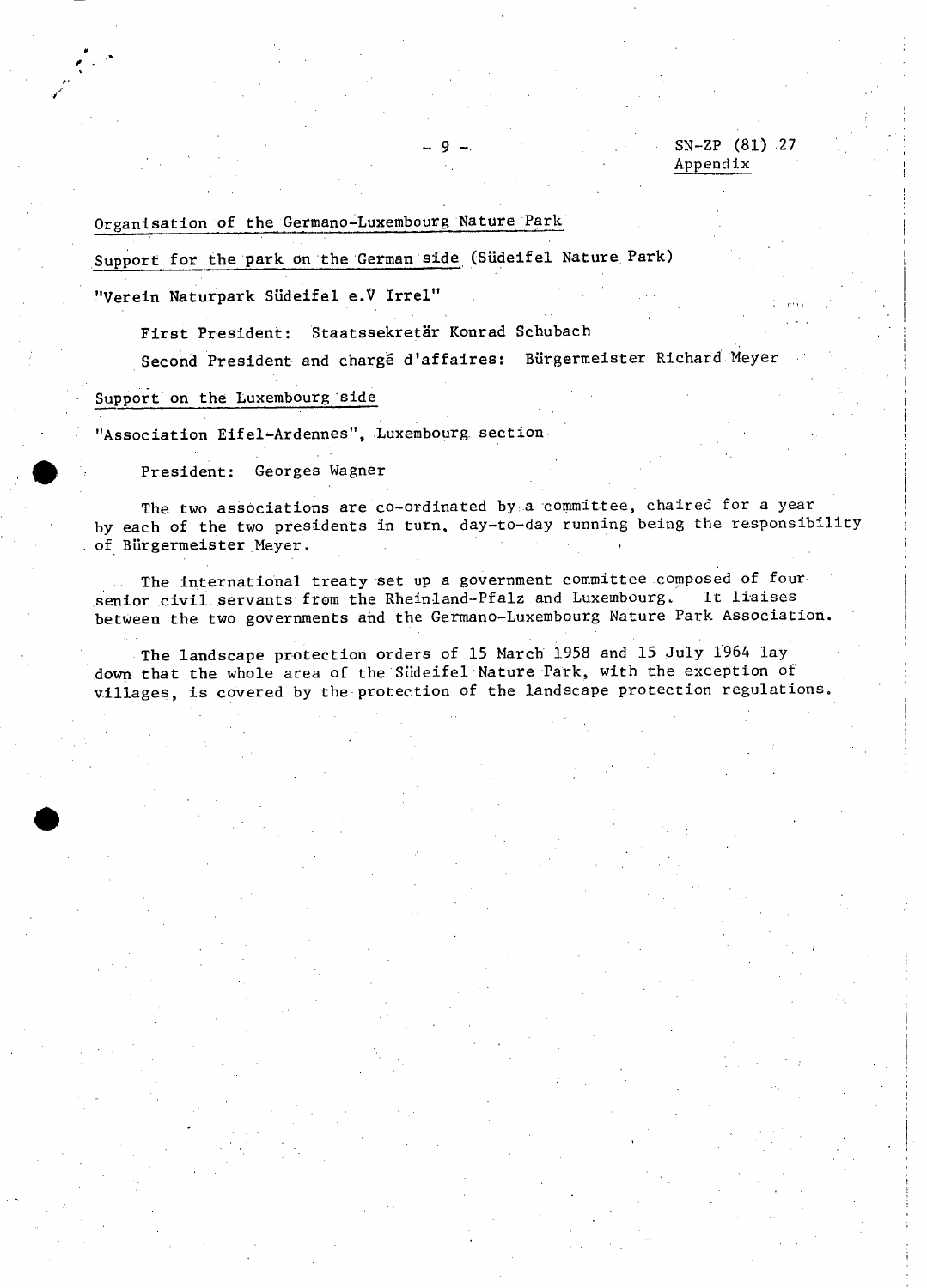SN-ZP (81) 27
Appendix

Organisation of the Germano-Luxembourg Nature Park

Support for the park on the German side (Südeifel Nature Park)

"Verein Naturpark Südeifel e.V Irrel"

First President: Staatssekretär Konrad Schubach

Second President and chargé d'affaires: Bürgermeister Richard Meyer

Support on the Luxembourg side

"Association Eifel-Ardennes", Luxembourg section

President: Georges Wagner

The two associations are co-ordinated by a committee, chaired for a year by each of the two presidents in turn, day-to-day running being the responsibility of Bürgermeister Meyer.

The international treaty set up a government committee composed of four senior civil servants from the Rheinland-Pfalz and Luxembourg. It liaises between the two governments and the Germano-Luxembourg Nature Park Association.

The landscape protection orders of 15 March 1958 and 15 July 1964 lay down that the whole area of the Südeifel Nature Park, with the exception of villages, is covered by the protection of the landscape protection regulations.